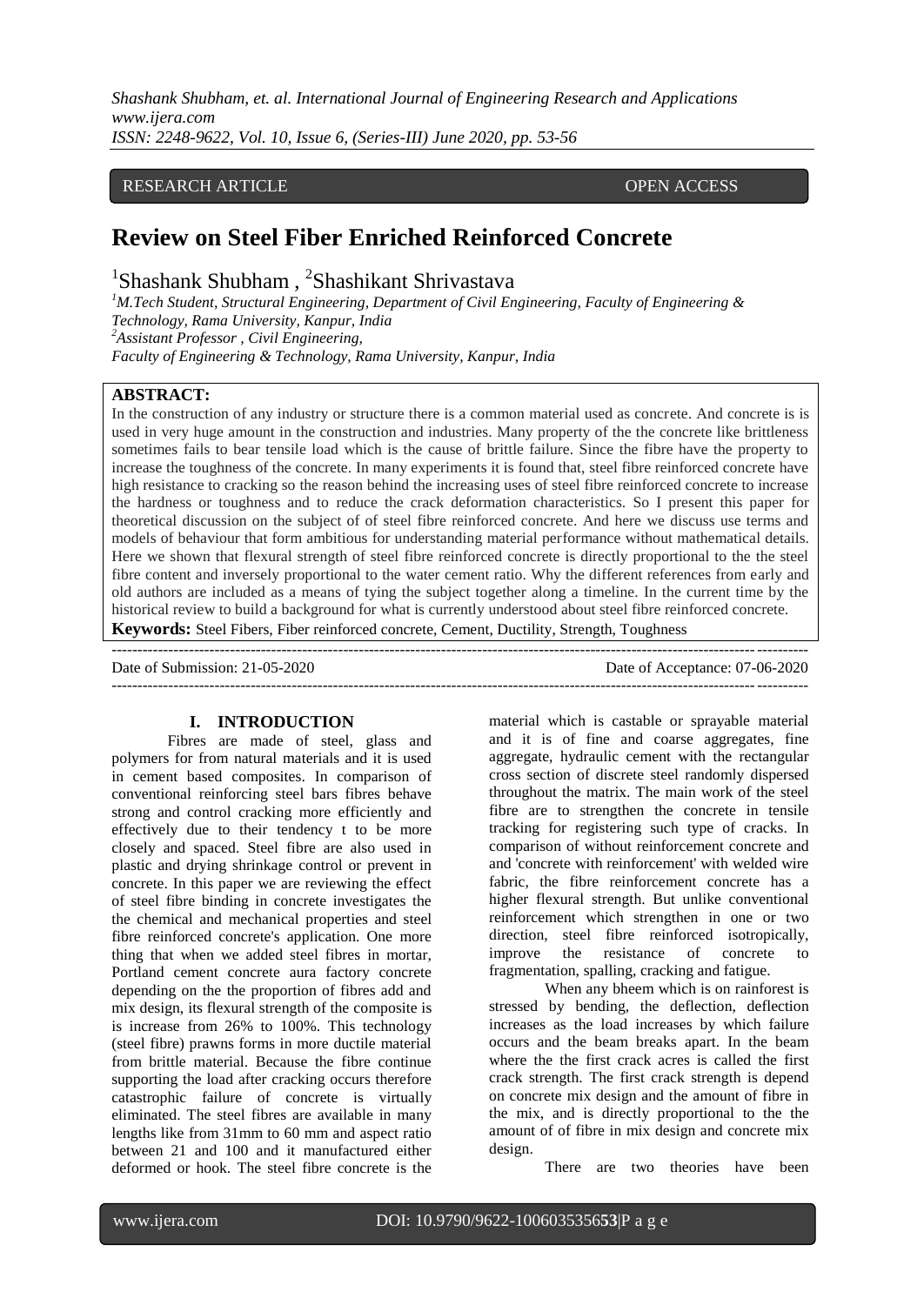RESEARCH ARTICLE OPEN ACCESS

# Review on Steel Fiber Enriched Reinforced Concrete

[1]Shashank Shubham , [2]Shashikant Shrivastava

[1]*M.Tech Student, Structural Engineering, Department of Civil Engineering, Faculty of Engineering & Technology, Rama University, Kanpur, India*
[2]*Assistant Professor , Civil Engineering, Faculty of Engineering & Technology, Rama University, Kanpur, India*

**ABSTRACT:**
In the construction of any industry or structure there is a common material used as concrete. And concrete is is used in very huge amount in the construction and industries. Many property of the the concrete like brittleness sometimes fails to bear tensile load which is the cause of brittle failure. Since the fibre have the property to increase the toughness of the concrete. In many experiments it is found that, steel fibre reinforced concrete have high resistance to cracking so the reason behind the increasing uses of steel fibre reinforced concrete to increase the hardness or toughness and to reduce the crack deformation characteristics. So I present this paper for theoretical discussion on the subject of of steel fibre reinforced concrete. And here we discuss use terms and models of behaviour that form ambitious for understanding material performance without mathematical details. Here we shown that flexural strength of steel fibre reinforced concrete is directly proportional to the the steel fibre content and inversely proportional to the water cement ratio. Why the different references from early and old authors are included as a means of tying the subject together along a timeline. In the current time by the historical review to build a background for what is currently understood about steel fibre reinforced concrete.

**Keywords:** Steel Fibers, Fiber reinforced concrete, Cement, Ductility, Strength, Toughness

---

Date of Submission: 21-05-2020 Date of Acceptance: 07-06-2020

---

## I. INTRODUCTION

Fibres are made of steel, glass and polymers for from natural materials and it is used in cement based composites. In comparison of conventional reinforcing steel bars fibres behave strong and control cracking more efficiently and effectively due to their tendency t to be more closely and spaced. Steel fibre are also used in plastic and drying shrinkage control or prevent in concrete. In this paper we are reviewing the effect of steel fibre binding in concrete investigates the the chemical and mechanical properties and steel fibre reinforced concrete's application. One more thing that when we added steel fibres in mortar, Portland cement concrete aura factory concrete depending on the the proportion of fibres add and mix design, its flexural strength of the composite is is increase from 26% to 100%. This technology (steel fibre) prawns forms in more ductile material from brittle material. Because the fibre continue supporting the load after cracking occurs therefore catastrophic failure of concrete is virtually eliminated. The steel fibres are available in many lengths like from 31mm to 60 mm and aspect ratio between 21 and 100 and it manufactured either deformed or hook. The steel fibre concrete is the material which is castable or sprayable material and it is of fine and coarse aggregates, fine aggregate, hydraulic cement with the rectangular cross section of discrete steel randomly dispersed throughout the matrix. The main work of the steel fibre are to strengthen the concrete in tensile tracking for registering such type of cracks. In comparison of without reinforcement concrete and and 'concrete with reinforcement' with welded wire fabric, the fibre reinforcement concrete has a higher flexural strength. But unlike conventional reinforcement which strengthen in one or two direction, steel fibre reinforced isotropically, improve the resistance of concrete to fragmentation, spalling, cracking and fatigue.

When any bheem which is on rainforest is stressed by bending, the deflection, deflection increases as the load increases by which failure occurs and the beam breaks apart. In the beam where the the first crack acres is called the first crack strength. The first crack strength is depend on concrete mix design and the amount of fibre in the mix, and is directly proportional to the the amount of of fibre in mix design and concrete mix design.

There are two theories have been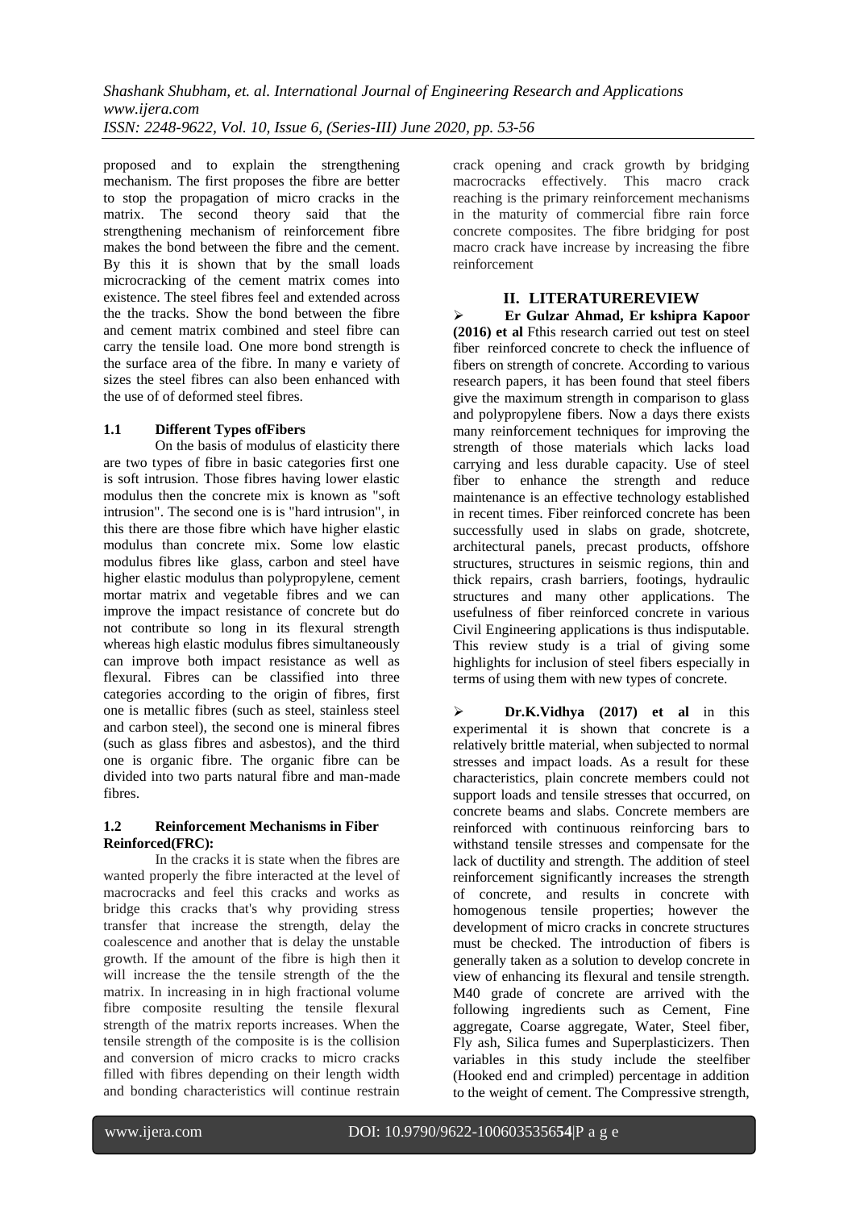proposed and to explain the strengthening mechanism. The first proposes the fibre are better to stop the propagation of micro cracks in the matrix. The second theory said that the strengthening mechanism of reinforcement fibre makes the bond between the fibre and the cement. By this it is shown that by the small loads microcracking of the cement matrix comes into existence. The steel fibres feel and extended across the the tracks. Show the bond between the fibre and cement matrix combined and steel fibre can carry the tensile load. One more bond strength is the surface area of the fibre. In many e variety of sizes the steel fibres can also been enhanced with the use of of deformed steel fibres.

### 1.1 Different Types ofFibers

On the basis of modulus of elasticity there are two types of fibre in basic categories first one is soft intrusion. Those fibres having lower elastic modulus then the concrete mix is known as "soft intrusion". The second one is is "hard intrusion", in this there are those fibre which have higher elastic modulus than concrete mix. Some low elastic modulus fibres like glass, carbon and steel have higher elastic modulus than polypropylene, cement mortar matrix and vegetable fibres and we can improve the impact resistance of concrete but do not contribute so long in its flexural strength whereas high elastic modulus fibres simultaneously can improve both impact resistance as well as flexural. Fibres can be classified into three categories according to the origin of fibres, first one is metallic fibres (such as steel, stainless steel and carbon steel), the second one is mineral fibres (such as glass fibres and asbestos), and the third one is organic fibre. The organic fibre can be divided into two parts natural fibre and man-made fibres.

### 1.2 Reinforcement Mechanisms in Fiber Reinforced(FRC):

In the cracks it is state when the fibres are wanted properly the fibre interacted at the level of macrocracks and feel this cracks and works as bridge this cracks that's why providing stress transfer that increase the strength, delay the coalescence and another that is delay the unstable growth. If the amount of the fibre is high then it will increase the the tensile strength of the the matrix. In increasing in in high fractional volume fibre composite resulting the tensile flexural strength of the matrix reports increases. When the tensile strength of the composite is is the collision and conversion of micro cracks to micro cracks filled with fibres depending on their length width and bonding characteristics will continue restrain crack opening and crack growth by bridging macrocracks effectively. This macro crack reaching is the primary reinforcement mechanisms in the maturity of commercial fibre rain force concrete composites. The fibre bridging for post macro crack have increase by increasing the fibre reinforcement

## II. LITERATUREREVIEW

- **Er Gulzar Ahmad, Er kshipra Kapoor (2016) et al** Fthis research carried out test on steel fiber reinforced concrete to check the influence of fibers on strength of concrete. According to various research papers, it has been found that steel fibers give the maximum strength in comparison to glass and polypropylene fibers. Now a days there exists many reinforcement techniques for improving the strength of those materials which lacks load carrying and less durable capacity. Use of steel fiber to enhance the strength and reduce maintenance is an effective technology established in recent times. Fiber reinforced concrete has been successfully used in slabs on grade, shotcrete, architectural panels, precast products, offshore structures, structures in seismic regions, thin and thick repairs, crash barriers, footings, hydraulic structures and many other applications. The usefulness of fiber reinforced concrete in various Civil Engineering applications is thus indisputable. This review study is a trial of giving some highlights for inclusion of steel fibers especially in terms of using them with new types of concrete.

- **Dr.K.Vidhya (2017) et al** in this experimental it is shown that concrete is a relatively brittle material, when subjected to normal stresses and impact loads. As a result for these characteristics, plain concrete members could not support loads and tensile stresses that occurred, on concrete beams and slabs. Concrete members are reinforced with continuous reinforcing bars to withstand tensile stresses and compensate for the lack of ductility and strength. The addition of steel reinforcement significantly increases the strength of concrete, and results in concrete with homogenous tensile properties; however the development of micro cracks in concrete structures must be checked. The introduction of fibers is generally taken as a solution to develop concrete in view of enhancing its flexural and tensile strength. M40 grade of concrete are arrived with the following ingredients such as Cement, Fine aggregate, Coarse aggregate, Water, Steel fiber, Fly ash, Silica fumes and Superplasticizers. Then variables in this study include the steelfiber (Hooked end and crimpled) percentage in addition to the weight of cement. The Compressive strength,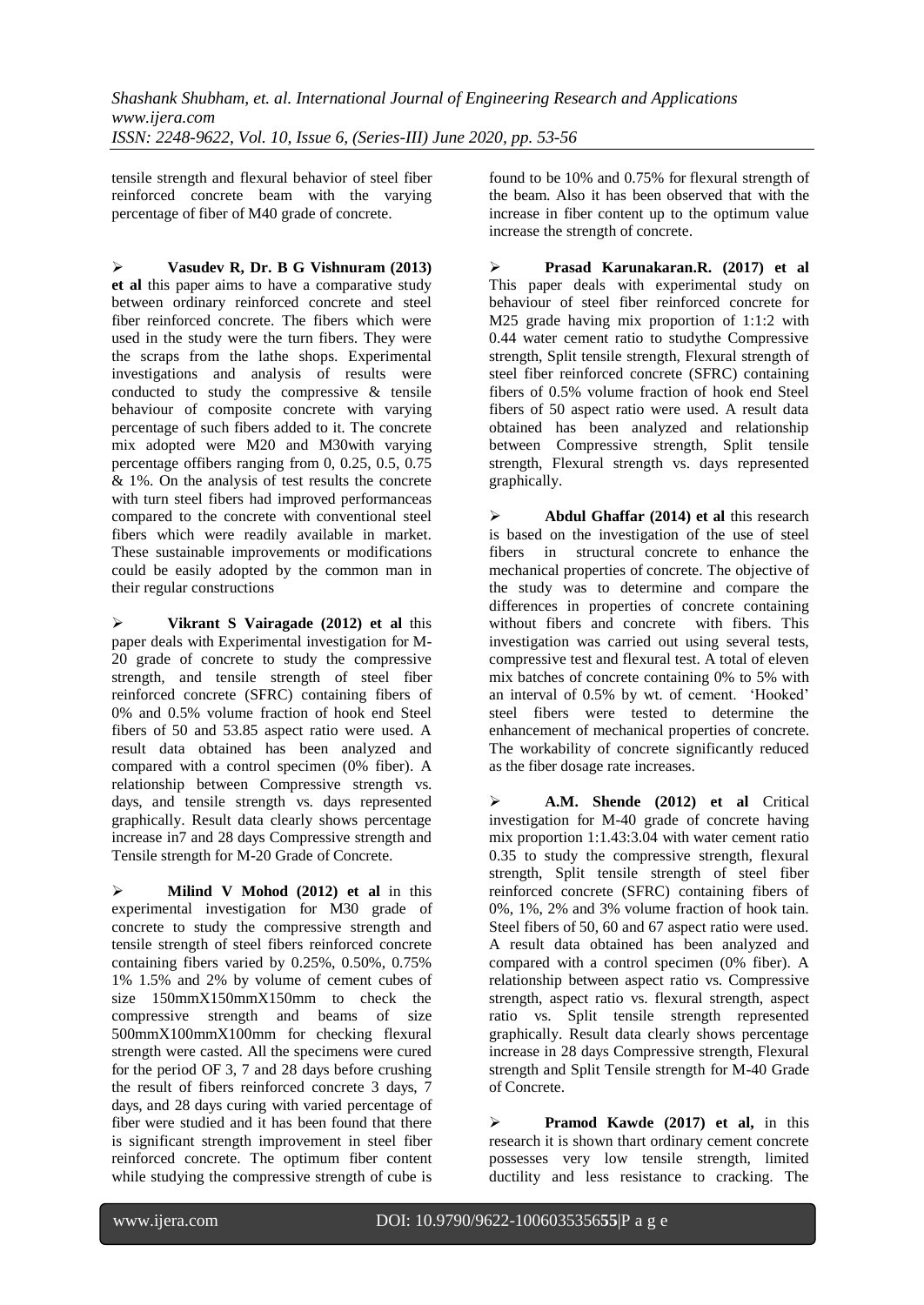tensile strength and flexural behavior of steel fiber reinforced concrete beam with the varying percentage of fiber of M40 grade of concrete.

- **Vasudev R, Dr. B G Vishnuram (2013) et al** this paper aims to have a comparative study between ordinary reinforced concrete and steel fiber reinforced concrete. The fibers which were used in the study were the turn fibers. They were the scraps from the lathe shops. Experimental investigations and analysis of results were conducted to study the compressive & tensile behaviour of composite concrete with varying percentage of such fibers added to it. The concrete mix adopted were M20 and M30with varying percentage offibers ranging from 0, 0.25, 0.5, 0.75 & 1%. On the analysis of test results the concrete with turn steel fibers had improved performanceas compared to the concrete with conventional steel fibers which were readily available in market. These sustainable improvements or modifications could be easily adopted by the common man in their regular constructions

- **Vikrant S Vairagade (2012) et al** this paper deals with Experimental investigation for M-20 grade of concrete to study the compressive strength, and tensile strength of steel fiber reinforced concrete (SFRC) containing fibers of 0% and 0.5% volume fraction of hook end Steel fibers of 50 and 53.85 aspect ratio were used. A result data obtained has been analyzed and compared with a control specimen (0% fiber). A relationship between Compressive strength vs. days, and tensile strength vs. days represented graphically. Result data clearly shows percentage increase in7 and 28 days Compressive strength and Tensile strength for M-20 Grade of Concrete.

- **Milind V Mohod (2012) et al** in this experimental investigation for M30 grade of concrete to study the compressive strength and tensile strength of steel fibers reinforced concrete containing fibers varied by 0.25%, 0.50%, 0.75% 1% 1.5% and 2% by volume of cement cubes of size 150mmX150mmX150mm to check the compressive strength and beams of size 500mmX100mmX100mm for checking flexural strength were casted. All the specimens were cured for the period OF 3, 7 and 28 days before crushing the result of fibers reinforced concrete 3 days, 7 days, and 28 days curing with varied percentage of fiber were studied and it has been found that there is significant strength improvement in steel fiber reinforced concrete. The optimum fiber content while studying the compressive strength of cube is found to be 10% and 0.75% for flexural strength of the beam. Also it has been observed that with the increase in fiber content up to the optimum value increase the strength of concrete.

- **Prasad Karunakaran.R. (2017) et al** This paper deals with experimental study on behaviour of steel fiber reinforced concrete for M25 grade having mix proportion of 1:1:2 with 0.44 water cement ratio to studythe Compressive strength, Split tensile strength, Flexural strength of steel fiber reinforced concrete (SFRC) containing fibers of 0.5% volume fraction of hook end Steel fibers of 50 aspect ratio were used. A result data obtained has been analyzed and relationship between Compressive strength, Split tensile strength, Flexural strength vs. days represented graphically.

- **Abdul Ghaffar (2014) et al** this research is based on the investigation of the use of steel fibers in structural concrete to enhance the mechanical properties of concrete. The objective of the study was to determine and compare the differences in properties of concrete containing without fibers and concrete with fibers. This investigation was carried out using several tests, compressive test and flexural test. A total of eleven mix batches of concrete containing 0% to 5% with an interval of 0.5% by wt. of cement. 'Hooked' steel fibers were tested to determine the enhancement of mechanical properties of concrete. The workability of concrete significantly reduced as the fiber dosage rate increases.

- **A.M. Shende (2012) et al** Critical investigation for M-40 grade of concrete having mix proportion 1:1.43:3.04 with water cement ratio 0.35 to study the compressive strength, flexural strength, Split tensile strength of steel fiber reinforced concrete (SFRC) containing fibers of 0%, 1%, 2% and 3% volume fraction of hook tain. Steel fibers of 50, 60 and 67 aspect ratio were used. A result data obtained has been analyzed and compared with a control specimen (0% fiber). A relationship between aspect ratio vs. Compressive strength, aspect ratio vs. flexural strength, aspect ratio vs. Split tensile strength represented graphically. Result data clearly shows percentage increase in 28 days Compressive strength, Flexural strength and Split Tensile strength for M-40 Grade of Concrete.

- **Pramod Kawde (2017) et al,** in this research it is shown thart ordinary cement concrete possesses very low tensile strength, limited ductility and less resistance to cracking. The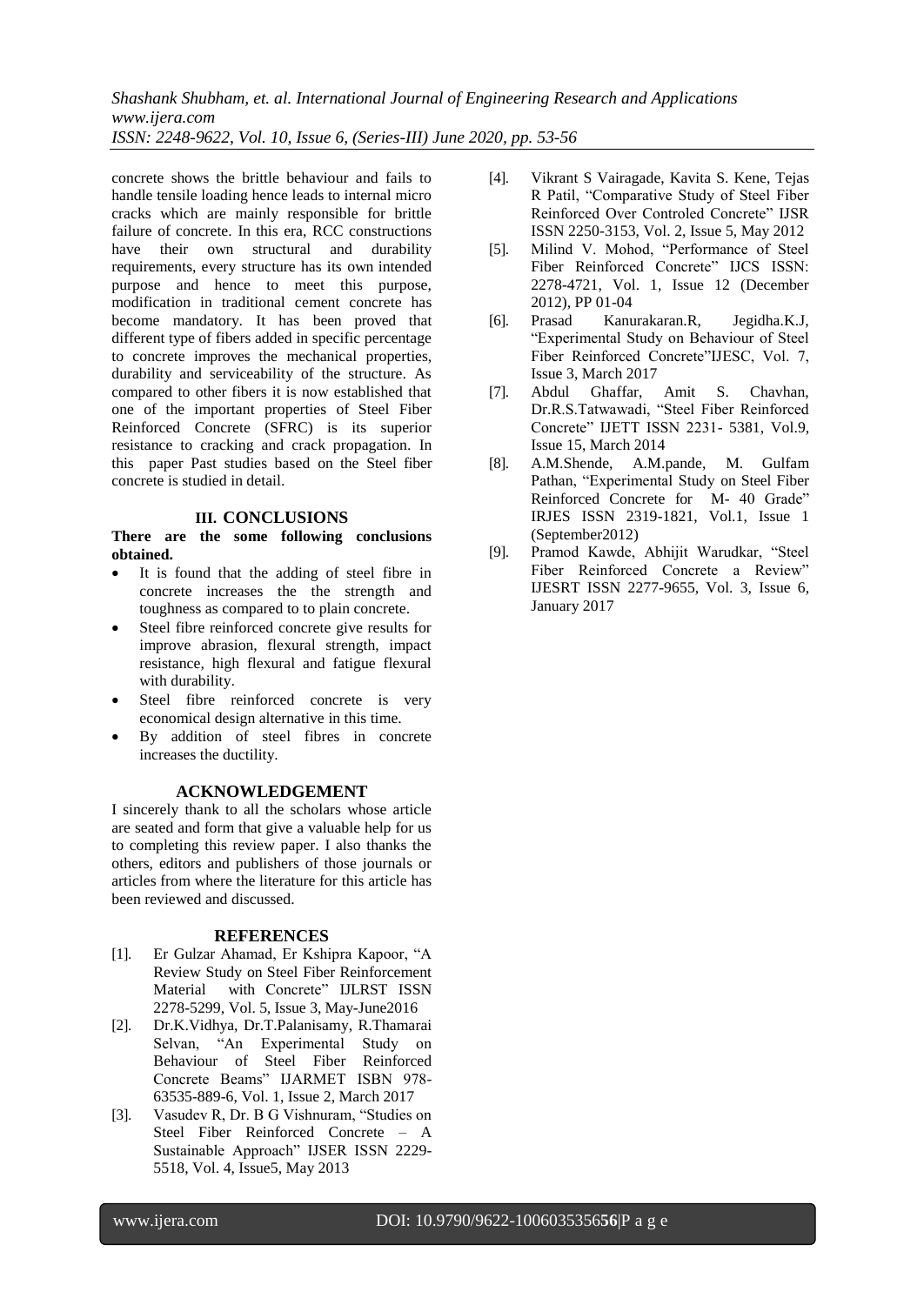concrete shows the brittle behaviour and fails to handle tensile loading hence leads to internal micro cracks which are mainly responsible for brittle failure of concrete. In this era, RCC constructions have their own structural and durability requirements, every structure has its own intended purpose and hence to meet this purpose, modification in traditional cement concrete has become mandatory. It has been proved that different type of fibers added in specific percentage to concrete improves the mechanical properties, durability and serviceability of the structure. As compared to other fibers it is now established that one of the important properties of Steel Fiber Reinforced Concrete (SFRC) is its superior resistance to cracking and crack propagation. In this paper Past studies based on the Steel fiber concrete is studied in detail.

## III. CONCLUSIONS

**There are the some following conclusions obtained.**

- It is found that the adding of steel fibre in concrete increases the the strength and toughness as compared to to plain concrete.
- Steel fibre reinforced concrete give results for improve abrasion, flexural strength, impact resistance, high flexural and fatigue flexural with durability.
- Steel fibre reinforced concrete is very economical design alternative in this time.
- By addition of steel fibres in concrete increases the ductility.

## ACKNOWLEDGEMENT

I sincerely thank to all the scholars whose article are seated and form that give a valuable help for us to completing this review paper. I also thanks the others, editors and publishers of those journals or articles from where the literature for this article has been reviewed and discussed.

## REFERENCES

[1]. Er Gulzar Ahamad, Er Kshipra Kapoor, "A Review Study on Steel Fiber Reinforcement Material with Concrete" IJLRST ISSN 2278-5299, Vol. 5, Issue 3, May-June2016

[2]. Dr.K.Vidhya, Dr.T.Palanisamy, R.Thamarai Selvan, "An Experimental Study on Behaviour of Steel Fiber Reinforced Concrete Beams" IJARMET ISBN 978-63535-889-6, Vol. 1, Issue 2, March 2017

[3]. Vasudev R, Dr. B G Vishnuram, "Studies on Steel Fiber Reinforced Concrete – A Sustainable Approach" IJSER ISSN 2229-5518, Vol. 4, Issue5, May 2013

[4]. Vikrant S Vairagade, Kavita S. Kene, Tejas R Patil, "Comparative Study of Steel Fiber Reinforced Over Controled Concrete" IJSR ISSN 2250-3153, Vol. 2, Issue 5, May 2012

[5]. Milind V. Mohod, "Performance of Steel Fiber Reinforced Concrete" IJCS ISSN: 2278-4721, Vol. 1, Issue 12 (December 2012), PP 01-04

[6]. Prasad Kanurakaran.R, Jegidha.K.J, "Experimental Study on Behaviour of Steel Fiber Reinforced Concrete"IJESC, Vol. 7, Issue 3, March 2017

[7]. Abdul Ghaffar, Amit S. Chavhan, Dr.R.S.Tatwawadi, "Steel Fiber Reinforced Concrete" IJETT ISSN 2231- 5381, Vol.9, Issue 15, March 2014

[8]. A.M.Shende, A.M.pande, M. Gulfam Pathan, "Experimental Study on Steel Fiber Reinforced Concrete for M- 40 Grade" IRJES ISSN 2319-1821, Vol.1, Issue 1 (September2012)

[9]. Pramod Kawde, Abhijit Warudkar, "Steel Fiber Reinforced Concrete a Review" IJESRT ISSN 2277-9655, Vol. 3, Issue 6, January 2017